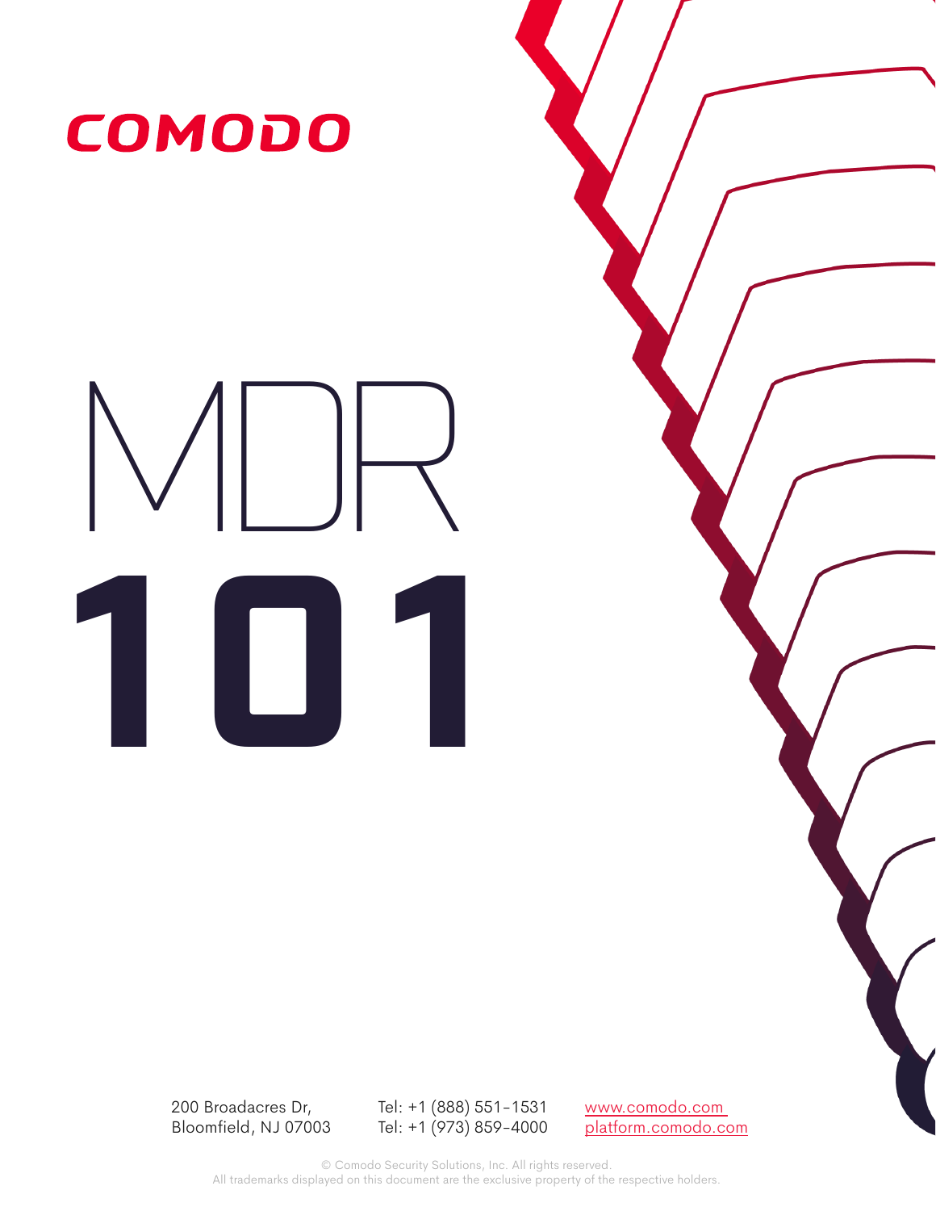COMODO

# MDR 101

200 Broadacres Dr,
Bloomfield, NJ 07003

Tel: +1 (888) 551-1531
Tel: +1 (973) 859-4000

www.comodo.com
platform.comodo.com

© Comodo Security Solutions, Inc. All rights reserved.
All trademarks displayed on this document are the exclusive property of the respective holders.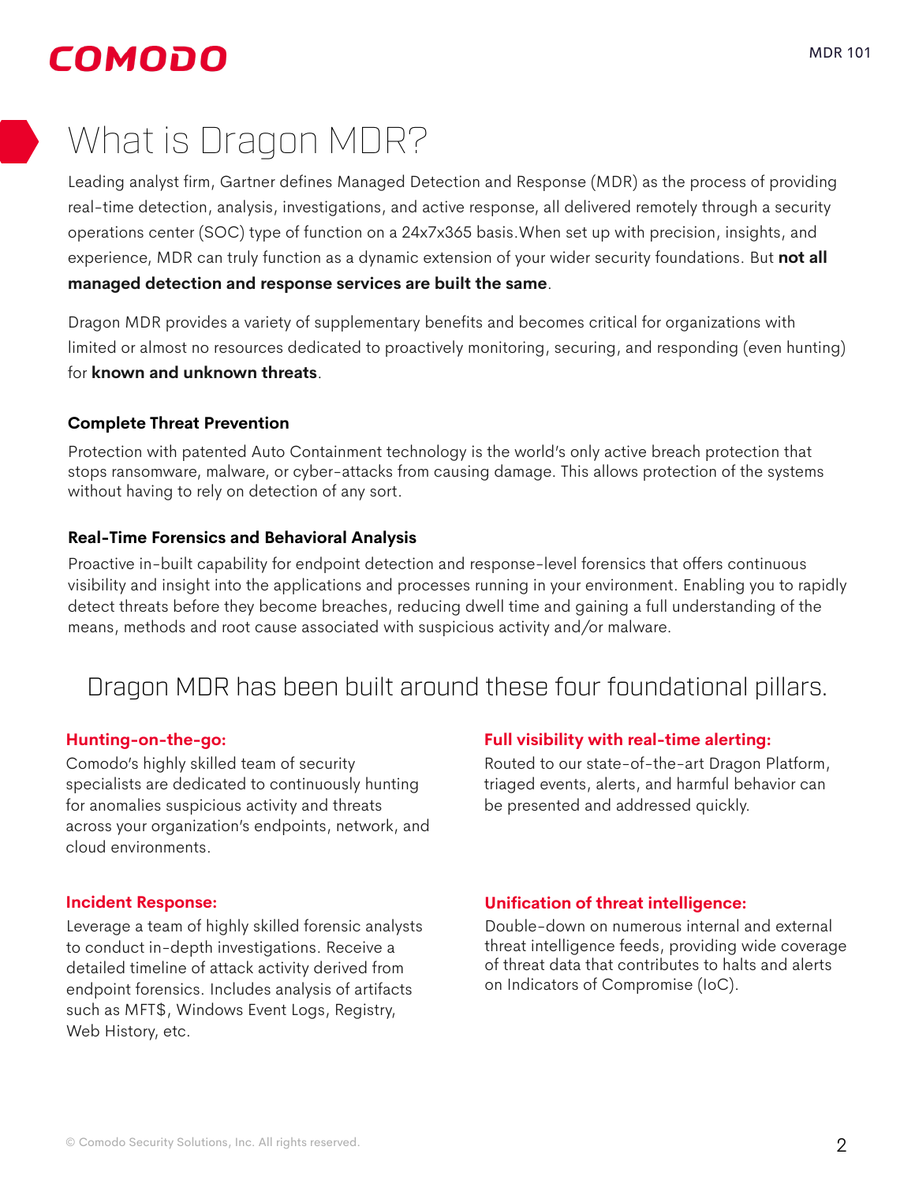# What is Dragon MDR?

Leading analyst firm, Gartner defines Managed Detection and Response (MDR) as the process of providing real-time detection, analysis, investigations, and active response, all delivered remotely through a security operations center (SOC) type of function on a 24x7x365 basis.When set up with precision, insights, and experience, MDR can truly function as a dynamic extension of your wider security foundations. But **not all managed detection and response services are built the same**.

Dragon MDR provides a variety of supplementary benefits and becomes critical for organizations with limited or almost no resources dedicated to proactively monitoring, securing, and responding (even hunting) for **known and unknown threats**.

### Complete Threat Prevention

Protection with patented Auto Containment technology is the world's only active breach protection that stops ransomware, malware, or cyber-attacks from causing damage. This allows protection of the systems without having to rely on detection of any sort.

### Real-Time Forensics and Behavioral Analysis

Proactive in-built capability for endpoint detection and response-level forensics that offers continuous visibility and insight into the applications and processes running in your environment. Enabling you to rapidly detect threats before they become breaches, reducing dwell time and gaining a full understanding of the means, methods and root cause associated with suspicious activity and/or malware.

## Dragon MDR has been built around these four foundational pillars.

**Hunting-on-the-go:**
Comodo's highly skilled team of security specialists are dedicated to continuously hunting for anomalies suspicious activity and threats across your organization's endpoints, network, and cloud environments.

**Full visibility with real-time alerting:**
Routed to our state-of-the-art Dragon Platform, triaged events, alerts, and harmful behavior can be presented and addressed quickly.

**Incident Response:**
Leverage a team of highly skilled forensic analysts to conduct in-depth investigations. Receive a detailed timeline of attack activity derived from endpoint forensics. Includes analysis of artifacts such as MFT$, Windows Event Logs, Registry, Web History, etc.

**Unification of threat intelligence:**
Double-down on numerous internal and external threat intelligence feeds, providing wide coverage of threat data that contributes to halts and alerts on Indicators of Compromise (IoC).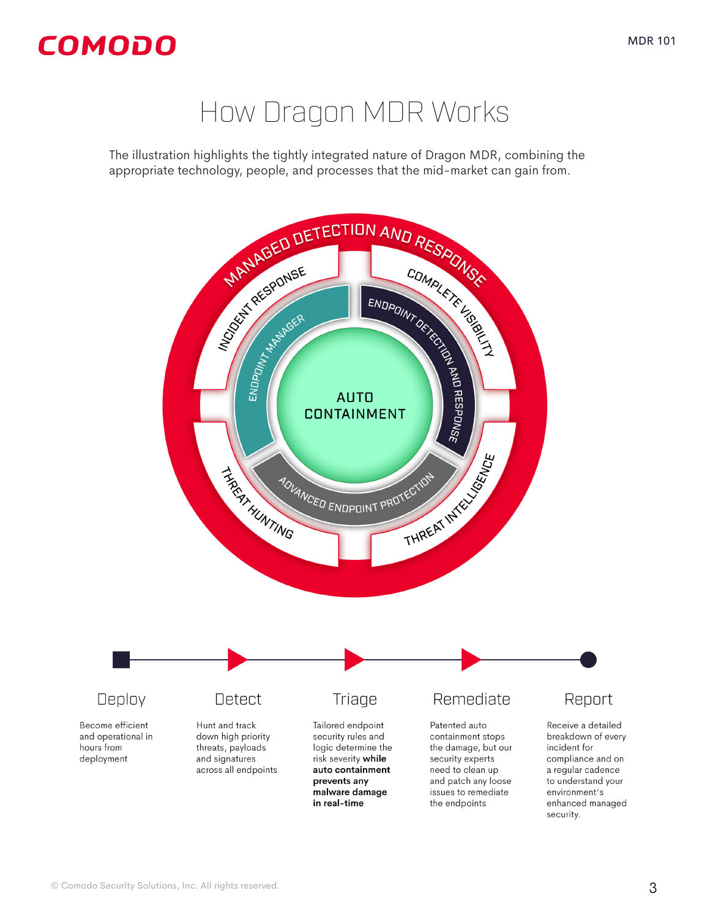# How Dragon MDR Works

The illustration highlights the tightly integrated nature of Dragon MDR, combining the appropriate technology, people, and processes that the mid-market can gain from.

MANAGED DETECTION AND RESPONSE

INCIDENT RESPONSE

COMPLETE VISIBILITY

THREAT HUNTING

THREAT INTELLIGENCE

ENDPOINT MANAGER

ENDPOINT DETECTION AND RESPONSE

ADVANCED ENDPOINT PROTECTION

AUTO CONTAINMENT

### Deploy

Become efficient and operational in hours from deployment

### Detect

Hunt and track down high priority threats, payloads and signatures across all endpoints

### Triage

Tailored endpoint security rules and logic determine the risk severity **while auto containment prevents any malware damage in real-time**

### Remediate

Patented auto containment stops the damage, but our security experts need to clean up and patch any loose issues to remediate the endpoints

### Report

Receive a detailed breakdown of every incident for compliance and on a regular cadence to understand your environment's enhanced managed security.

© Comodo Security Solutions, Inc. All rights reserved.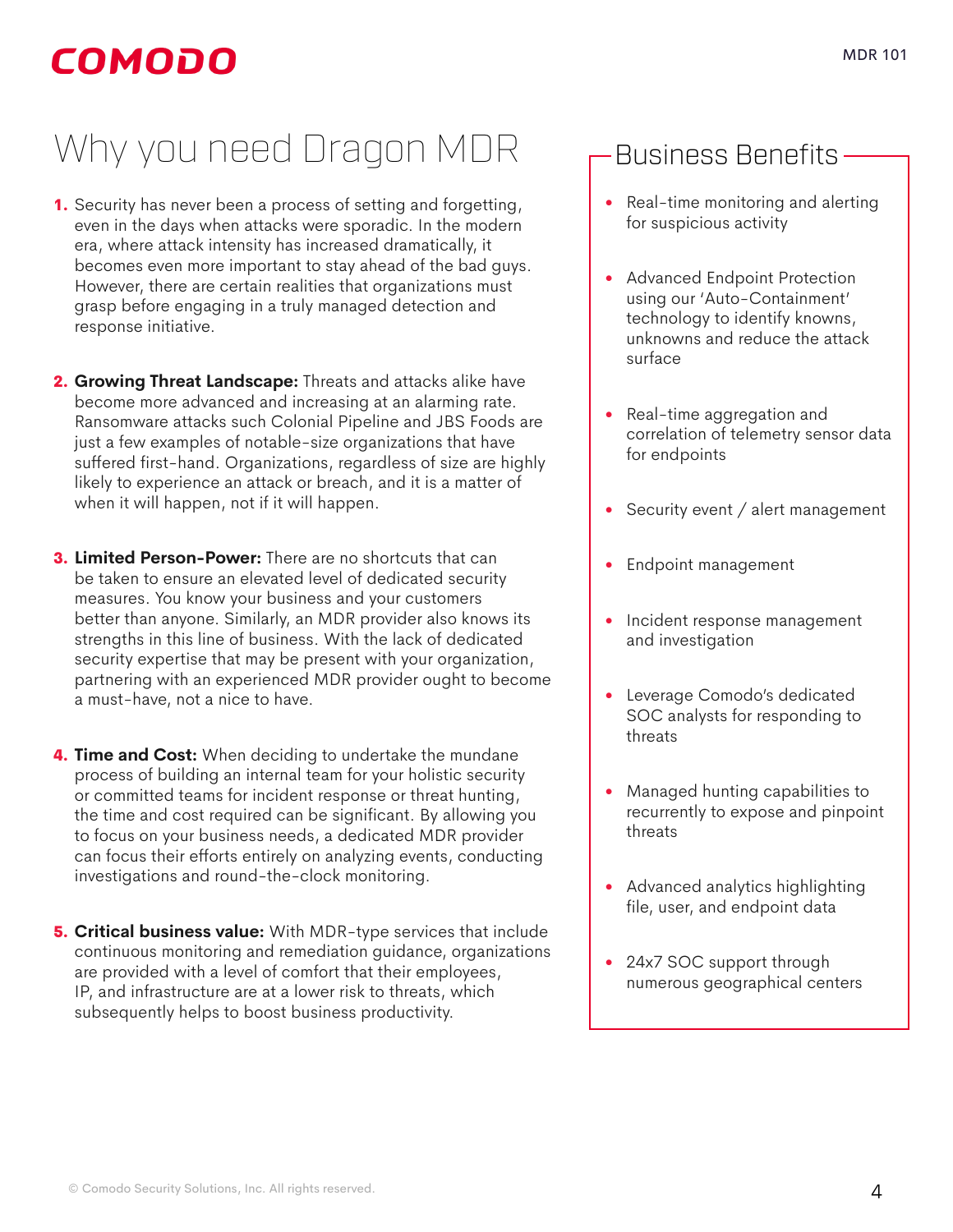# Why you need Dragon MDR

1. Security has never been a process of setting and forgetting, even in the days when attacks were sporadic. In the modern era, where attack intensity has increased dramatically, it becomes even more important to stay ahead of the bad guys. However, there are certain realities that organizations must grasp before engaging in a truly managed detection and response initiative.

2. **Growing Threat Landscape:** Threats and attacks alike have become more advanced and increasing at an alarming rate. Ransomware attacks such Colonial Pipeline and JBS Foods are just a few examples of notable-size organizations that have suffered first-hand. Organizations, regardless of size are highly likely to experience an attack or breach, and it is a matter of when it will happen, not if it will happen.

3. **Limited Person-Power:** There are no shortcuts that can be taken to ensure an elevated level of dedicated security measures. You know your business and your customers better than anyone. Similarly, an MDR provider also knows its strengths in this line of business. With the lack of dedicated security expertise that may be present with your organization, partnering with an experienced MDR provider ought to become a must-have, not a nice to have.

4. **Time and Cost:** When deciding to undertake the mundane process of building an internal team for your holistic security or committed teams for incident response or threat hunting, the time and cost required can be significant. By allowing you to focus on your business needs, a dedicated MDR provider can focus their efforts entirely on analyzing events, conducting investigations and round-the-clock monitoring.

5. **Critical business value:** With MDR-type services that include continuous monitoring and remediation guidance, organizations are provided with a level of comfort that their employees, IP, and infrastructure are at a lower risk to threats, which subsequently helps to boost business productivity.

## Business Benefits

- Real-time monitoring and alerting for suspicious activity
- Advanced Endpoint Protection using our 'Auto-Containment' technology to identify knowns, unknowns and reduce the attack surface
- Real-time aggregation and correlation of telemetry sensor data for endpoints
- Security event / alert management
- Endpoint management
- Incident response management and investigation
- Leverage Comodo's dedicated SOC analysts for responding to threats
- Managed hunting capabilities to recurrently to expose and pinpoint threats
- Advanced analytics highlighting file, user, and endpoint data
- 24x7 SOC support through numerous geographical centers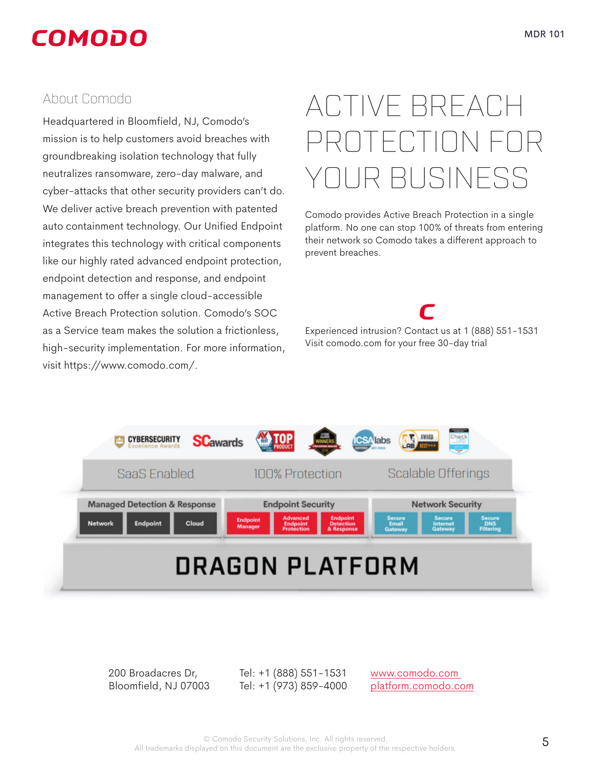## About Comodo

Headquartered in Bloomfield, NJ, Comodo's mission is to help customers avoid breaches with groundbreaking isolation technology that fully neutralizes ransomware, zero-day malware, and cyber-attacks that other security providers can't do. We deliver active breach prevention with patented auto containment technology. Our Unified Endpoint integrates this technology with critical components like our highly rated advanced endpoint protection, endpoint detection and response, and endpoint management to offer a single cloud-accessible Active Breach Protection solution. Comodo's SOC as a Service team makes the solution a frictionless, high-security implementation. For more information, visit https://www.comodo.com/.

# ACTIVE BREACH PROTECTION FOR YOUR BUSINESS

Comodo provides Active Breach Protection in a single platform. No one can stop 100% of threats from entering their network so Comodo takes a different approach to prevent breaches.

Experienced intrusion? Contact us at 1 (888) 551-1531
Visit comodo.com for your free 30-day trial

SaaS Enabled
100% Protection
Scalable Offerings

Managed Detection & Response
Network
Endpoint
Cloud

Endpoint Security
Endpoint Manager
Advanced Endpoint Protection
Endpoint Detection & Response

Network Security
Secure Email Gateway
Secure Internet Gateway
Secure DNS Filtering

DRAGON PLATFORM

200 Broadacres Dr,
Bloomfield, NJ 07003

Tel: +1 (888) 551-1531
Tel: +1 (973) 859-4000

www.comodo.com
platform.comodo.com

© Comodo Security Solutions, Inc. All rights reserved.
All trademarks displayed on this document are the exclusive property of the respective holders.